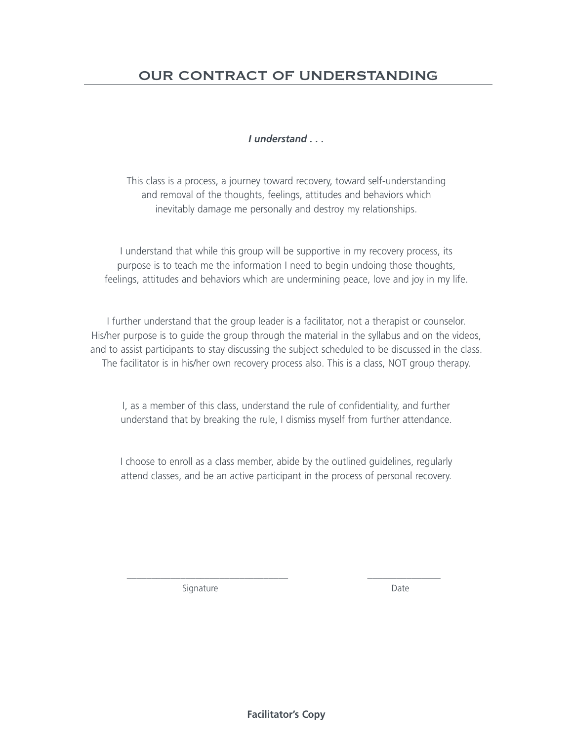# OUR CONTRACT OF UNDERSTANDING

***I understand . . .***

This class is a process, a journey toward recovery, toward self-understanding and removal of the thoughts, feelings, attitudes and behaviors which inevitably damage me personally and destroy my relationships.

I understand that while this group will be supportive in my recovery process, its purpose is to teach me the information I need to begin undoing those thoughts, feelings, attitudes and behaviors which are undermining peace, love and joy in my life.

I further understand that the group leader is a facilitator, not a therapist or counselor. His/her purpose is to guide the group through the material in the syllabus and on the videos, and to assist participants to stay discussing the subject scheduled to be discussed in the class. The facilitator is in his/her own recovery process also. This is a class, NOT group therapy.

I, as a member of this class, understand the rule of confidentiality, and further understand that by breaking the rule, I dismiss myself from further attendance.

I choose to enroll as a class member, abide by the outlined guidelines, regularly attend classes, and be an active participant in the process of personal recovery.

\_\_\_\_\_\_\_\_\_\_\_\_\_\_\_\_\_\_\_\_\_\_\_\_\_\_\_\_\_\_\_\_\_\_ Signature

\_\_\_\_\_\_\_\_\_\_\_\_\_\_\_\_ Date

**Facilitator's Copy**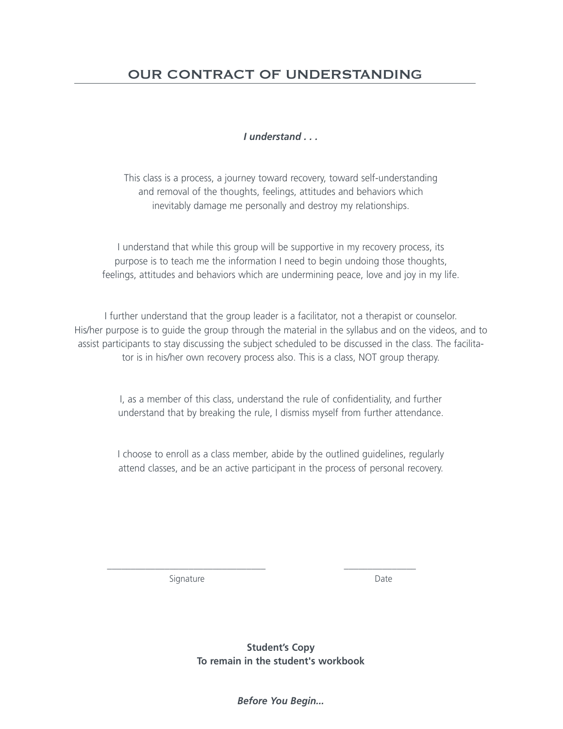# OUR CONTRACT OF UNDERSTANDING

***I understand . . .***

This class is a process, a journey toward recovery, toward self-understanding and removal of the thoughts, feelings, attitudes and behaviors which inevitably damage me personally and destroy my relationships.

I understand that while this group will be supportive in my recovery process, its purpose is to teach me the information I need to begin undoing those thoughts, feelings, attitudes and behaviors which are undermining peace, love and joy in my life.

I further understand that the group leader is a facilitator, not a therapist or counselor. His/her purpose is to guide the group through the material in the syllabus and on the videos, and to assist participants to stay discussing the subject scheduled to be discussed in the class. The facilitator is in his/her own recovery process also. This is a class, NOT group therapy.

I, as a member of this class, understand the rule of confidentiality, and further understand that by breaking the rule, I dismiss myself from further attendance.

I choose to enroll as a class member, abide by the outlined guidelines, regularly attend classes, and be an active participant in the process of personal recovery.

\_\_\_\_\_\_\_\_\_\_\_\_\_\_\_\_\_\_\_\_\_\_\_\_\_\_\_\_\_\_\_\_ Signature

\_\_\_\_\_\_\_\_\_\_\_\_\_\_\_ Date

**Student's Copy**
**To remain in the student's workbook**

***Before You Begin...***